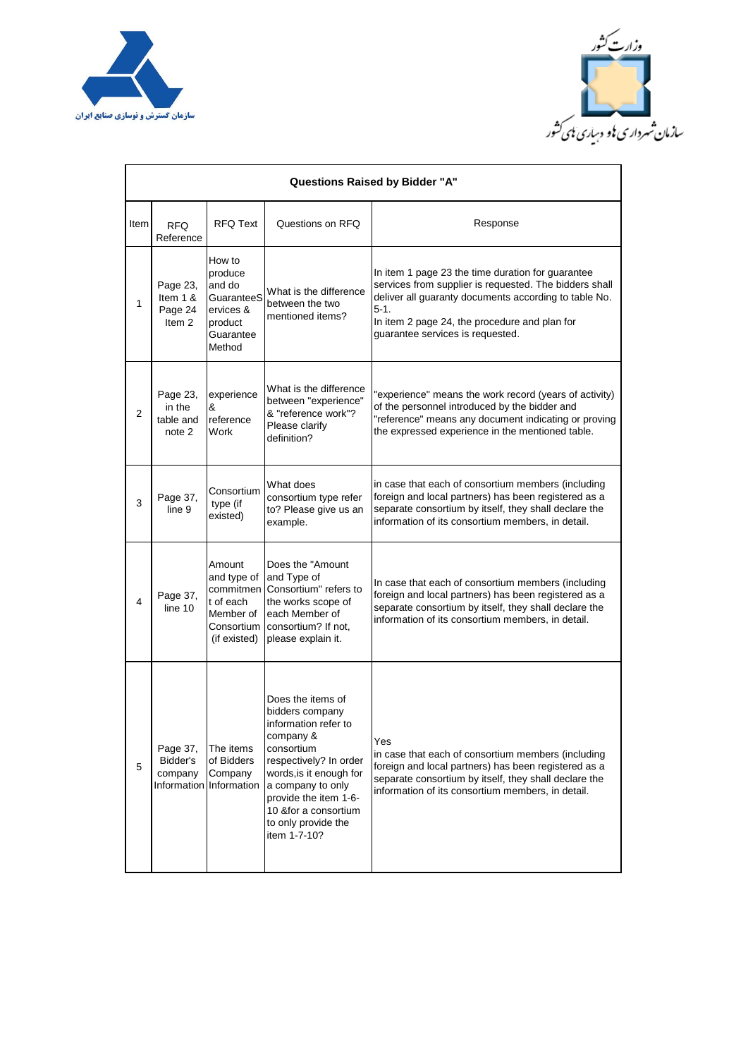سازمان گسترش و نوسازی صنایع ایران

وزارت کشور

سازمان شهرداری ها و دهیاری های کشور

## Questions Raised by Bidder "A"

| Item | RFQ Reference | RFQ Text | Questions on RFQ | Response |
|---|---|---|---|---|
| 1 | Page 23, Item 1 & Page 24 Item 2 | How to produce and do GuaranteeServices & product Guarantee Method | What is the difference between the two mentioned items? | In item 1 page 23 the time duration for guarantee services from supplier is requested. The bidders shall deliver all guaranty documents according to table No. 5-1.<br>In item 2 page 24, the procedure and plan for guarantee services is requested. |
| 2 | Page 23, in the table and note 2 | experience & reference Work | What is the difference between "experience" & "reference work"? Please clarify definition? | "experience" means the work record (years of activity) of the personnel introduced by the bidder and "reference" means any document indicating or proving the expressed experience in the mentioned table. |
| 3 | Page 37, line 9 | Consortium type (if existed) | What does consortium type refer to? Please give us an example. | in case that each of consortium members (including foreign and local partners) has been registered as a separate consortium by itself, they shall declare the information of its consortium members, in detail. |
| 4 | Page 37, line 10 | Amount and type of commitment of each Member of Consortium (if existed) | Does the "Amount and Type of Consortium" refers to the works scope of each Member of consortium? If not, please explain it. | In case that each of consortium members (including foreign and local partners) has been registered as a separate consortium by itself, they shall declare the information of its consortium members, in detail. |
| 5 | Page 37, Bidder's company Information | The items of Bidders Company Information | Does the items of bidders company information refer to company & consortium respectively? In order words,is it enough for a company to only provide the item 1-6-10 &for a consortium to only provide the item 1-7-10? | Yes<br>in case that each of consortium members (including foreign and local partners) has been registered as a separate consortium by itself, they shall declare the information of its consortium members, in detail. |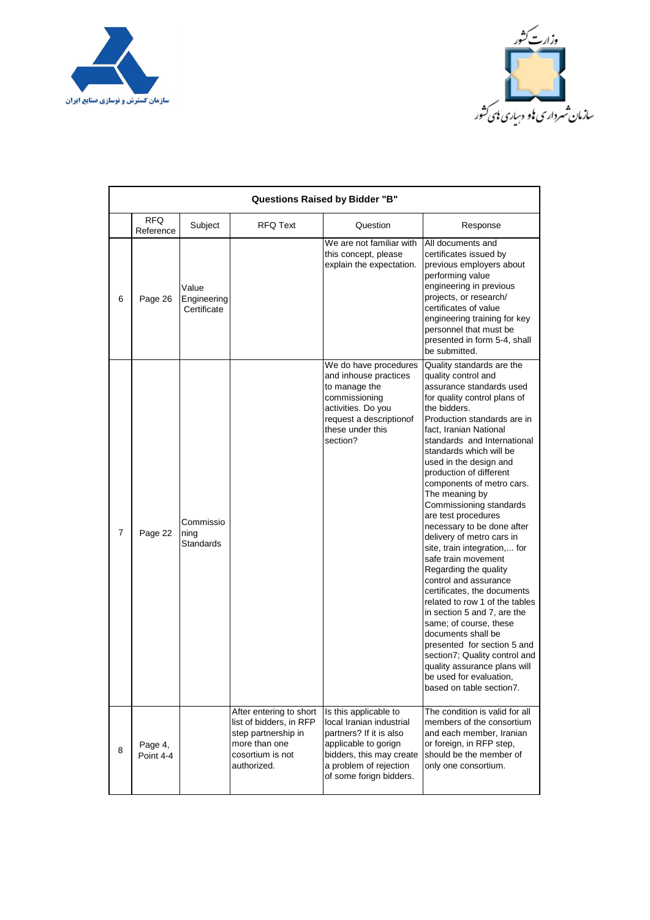سازمان گسترش و نوسازی صنایع ایران

وزارت کشور

سازمان شهرداری ها و دهیاری های کشور

| Questions Raised by Bidder "B" | | | | | |
|---|---|---|---|---|---|
| | RFQ Reference | Subject | RFQ Text | Question | Response |
| 6 | Page 26 | Value Engineering Certificate | | We are not familiar with this concept, please explain the expectation. | All documents and certificates issued by previous employers about performing value engineering in previous projects, or research/ certificates of value engineering training for key personnel that must be presented in form 5-4, shall be submitted. |
| 7 | Page 22 | Commissioning Standards | | We do have procedures and inhouse practices to manage the commissioning activities. Do you request a descriptionof these under this section? | Quality standards are the quality control and assurance standards used for quality control plans of the bidders. Production standards are in fact, Iranian National standards and International standards which will be used in the design and production of different components of metro cars. The meaning by Commissioning standards are test procedures necessary to be done after delivery of metro cars in site, train integration,... for safe train movement Regarding the quality control and assurance certificates, the documents related to row 1 of the tables in section 5 and 7, are the same; of course, these documents shall be presented for section 5 and section7; Quality control and quality assurance plans will be used for evaluation, based on table section7. |
| 8 | Page 4, Point 4-4 | | After entering to short list of bidders, in RFP step partnership in more than one cosortium is not authorized. | Is this applicable to local Iranian industrial partners? If it is also applicable to gorign bidders, this may create a problem of rejection of some forign bidders. | The condition is valid for all members of the consortium and each member, Iranian or foreign, in RFP step, should be the member of only one consortium. |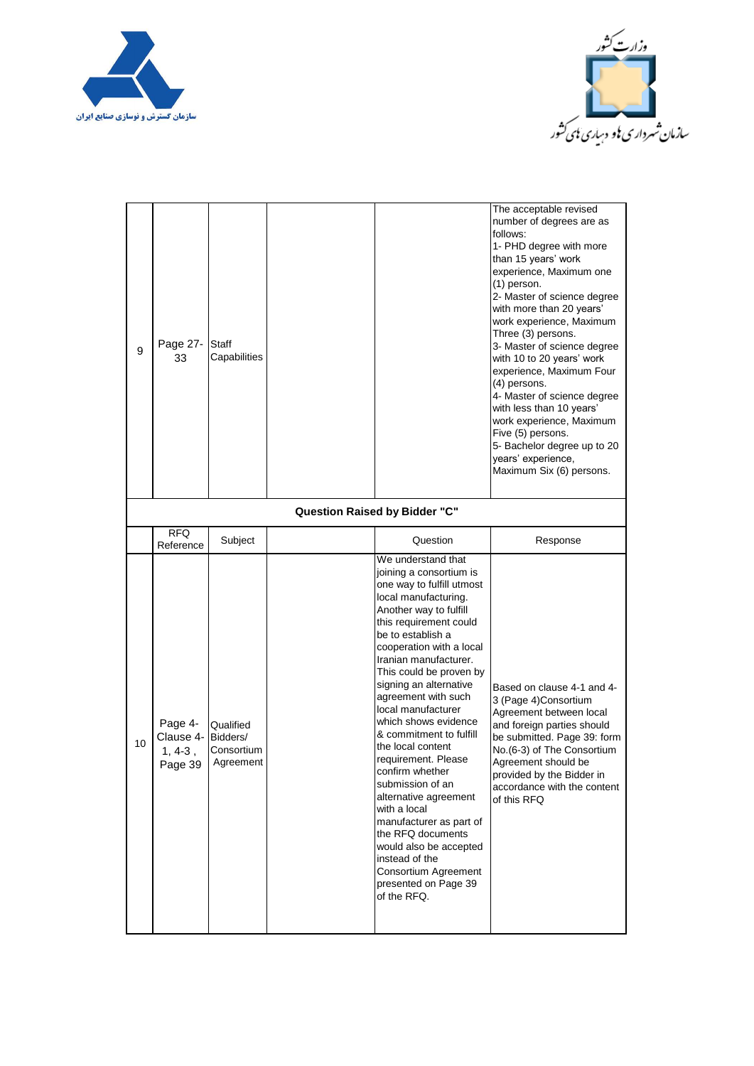| | | | | | |
|---|---|---|---|---|---|
| 9 | Page 27-33 | Staff Capabilities | | | The acceptable revised number of degrees are as follows:<br>1- PHD degree with more than 15 years' work experience, Maximum one (1) person.<br>2- Master of science degree with more than 20 years' work experience, Maximum Three (3) persons.<br>3- Master of science degree with 10 to 20 years' work experience, Maximum Four (4) persons.<br>4- Master of science degree with less than 10 years' work experience, Maximum Five (5) persons.<br>5- Bachelor degree up to 20 years' experience, Maximum Six (6) persons. |
| **Question Raised by Bidder "C"** | | | | | |
| | RFQ Reference | Subject | | Question | Response |
| 10 | Page 4-Clause 4-1, 4-3 , Page 39 | Qualified Bidders/ Consortium Agreement | | We understand that joining a consortium is one way to fulfill utmost local manufacturing. Another way to fulfill this requirement could be to establish a cooperation with a local Iranian manufacturer. This could be proven by signing an alternative agreement with such local manufacturer which shows evidence & commitment to fulfill the local content requirement. Please confirm whether submission of an alternative agreement with a local manufacturer as part of the RFQ documents would also be accepted instead of the Consortium Agreement presented on Page 39 of the RFQ. | Based on clause 4-1 and 4-3 (Page 4)Consortium Agreement between local and foreign parties should be submitted. Page 39: form No.(6-3) of The Consortium Agreement should be provided by the Bidder in accordance with the content of this RFQ |